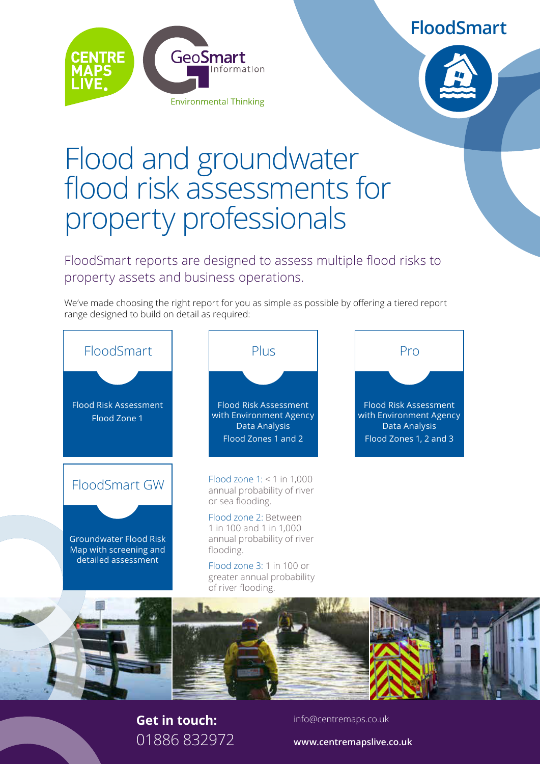CENTRE MAPS LIVE.

GeoSmart Information

Environmental Thinking

FloodSmart

# Flood and groundwater flood risk assessments for property professionals

FloodSmart reports are designed to assess multiple flood risks to property assets and business operations.

We've made choosing the right report for you as simple as possible by offering a tiered report range designed to build on detail as required:

### FloodSmart

Flood Risk Assessment
Flood Zone 1

### Plus

Flood Risk Assessment with Environment Agency Data Analysis
Flood Zones 1 and 2

### Pro

Flood Risk Assessment with Environment Agency Data Analysis
Flood Zones 1, 2 and 3

### FloodSmart GW

Groundwater Flood Risk Map with screening and detailed assessment

Flood zone 1: < 1 in 1,000 annual probability of river or sea flooding.

Flood zone 2: Between 1 in 100 and 1 in 1,000 annual probability of river flooding.

Flood zone 3: 1 in 100 or greater annual probability of river flooding.

**Get in touch:**
01886 832972

info@centremaps.co.uk

**www.centremapslive.co.uk**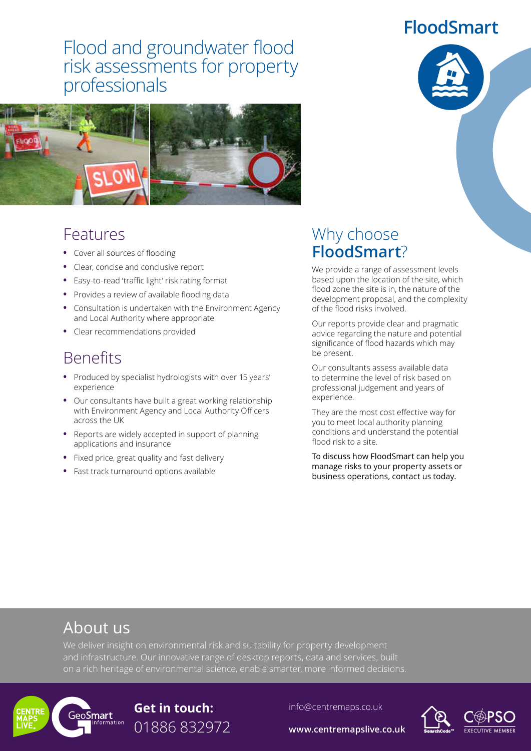# FloodSmart

## Flood and groundwater flood risk assessments for property professionals

## Features

- Cover all sources of flooding
- Clear, concise and conclusive report
- Easy-to-read 'traffic light' risk rating format
- Provides a review of available flooding data
- Consultation is undertaken with the Environment Agency and Local Authority where appropriate
- Clear recommendations provided

## Benefits

- Produced by specialist hydrologists with over 15 years' experience
- Our consultants have built a great working relationship with Environment Agency and Local Authority Officers across the UK
- Reports are widely accepted in support of planning applications and insurance
- Fixed price, great quality and fast delivery
- Fast track turnaround options available

## Why choose **FloodSmart**?

We provide a range of assessment levels based upon the location of the site, which flood zone the site is in, the nature of the development proposal, and the complexity of the flood risks involved.

Our reports provide clear and pragmatic advice regarding the nature and potential significance of flood hazards which may be present.

Our consultants assess available data to determine the level of risk based on professional judgement and years of experience.

They are the most cost effective way for you to meet local authority planning conditions and understand the potential flood risk to a site.

To discuss how FloodSmart can help you manage risks to your property assets or business operations, contact us today.

## About us

We deliver insight on environmental risk and suitability for property development and infrastructure. Our innovative range of desktop reports, data and services, built on a rich heritage of environmental science, enable smarter, more informed decisions.

**Get in touch:**
01886 832972

info@centremaps.co.uk

**www.centremapslive.co.uk**